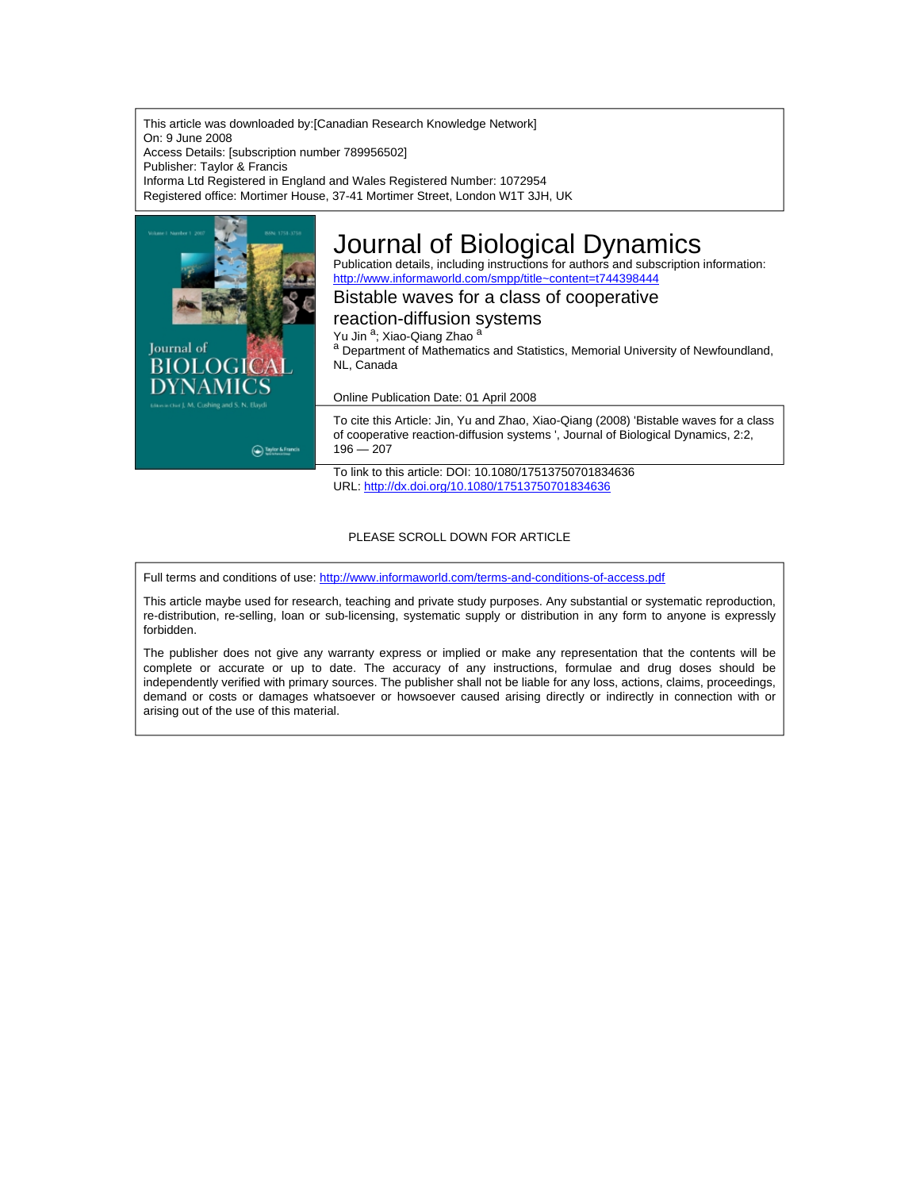This article was downloaded by:[Canadian Research Knowledge Network]
On: 9 June 2008
Access Details: [subscription number 789956502]
Publisher: Taylor & Francis
Informa Ltd Registered in England and Wales Registered Number: 1072954
Registered office: Mortimer House, 37-41 Mortimer Street, London W1T 3JH, UK

# Journal of Biological Dynamics

Publication details, including instructions for authors and subscription information:
http://www.informaworld.com/smpp/title~content=t744398444

## Bistable waves for a class of cooperative reaction-diffusion systems

Yu Jin [a]; Xiao-Qiang Zhao [a]

[a] Department of Mathematics and Statistics, Memorial University of Newfoundland, NL, Canada

Online Publication Date: 01 April 2008

To cite this Article: Jin, Yu and Zhao, Xiao-Qiang (2008) 'Bistable waves for a class of cooperative reaction-diffusion systems ', Journal of Biological Dynamics, 2:2, 196 — 207

To link to this article: DOI: 10.1080/17513750701834636
URL: http://dx.doi.org/10.1080/17513750701834636

PLEASE SCROLL DOWN FOR ARTICLE

Full terms and conditions of use: http://www.informaworld.com/terms-and-conditions-of-access.pdf

This article maybe used for research, teaching and private study purposes. Any substantial or systematic reproduction, re-distribution, re-selling, loan or sub-licensing, systematic supply or distribution in any form to anyone is expressly forbidden.

The publisher does not give any warranty express or implied or make any representation that the contents will be complete or accurate or up to date. The accuracy of any instructions, formulae and drug doses should be independently verified with primary sources. The publisher shall not be liable for any loss, actions, claims, proceedings, demand or costs or damages whatsoever or howsoever caused arising directly or indirectly in connection with or arising out of the use of this material.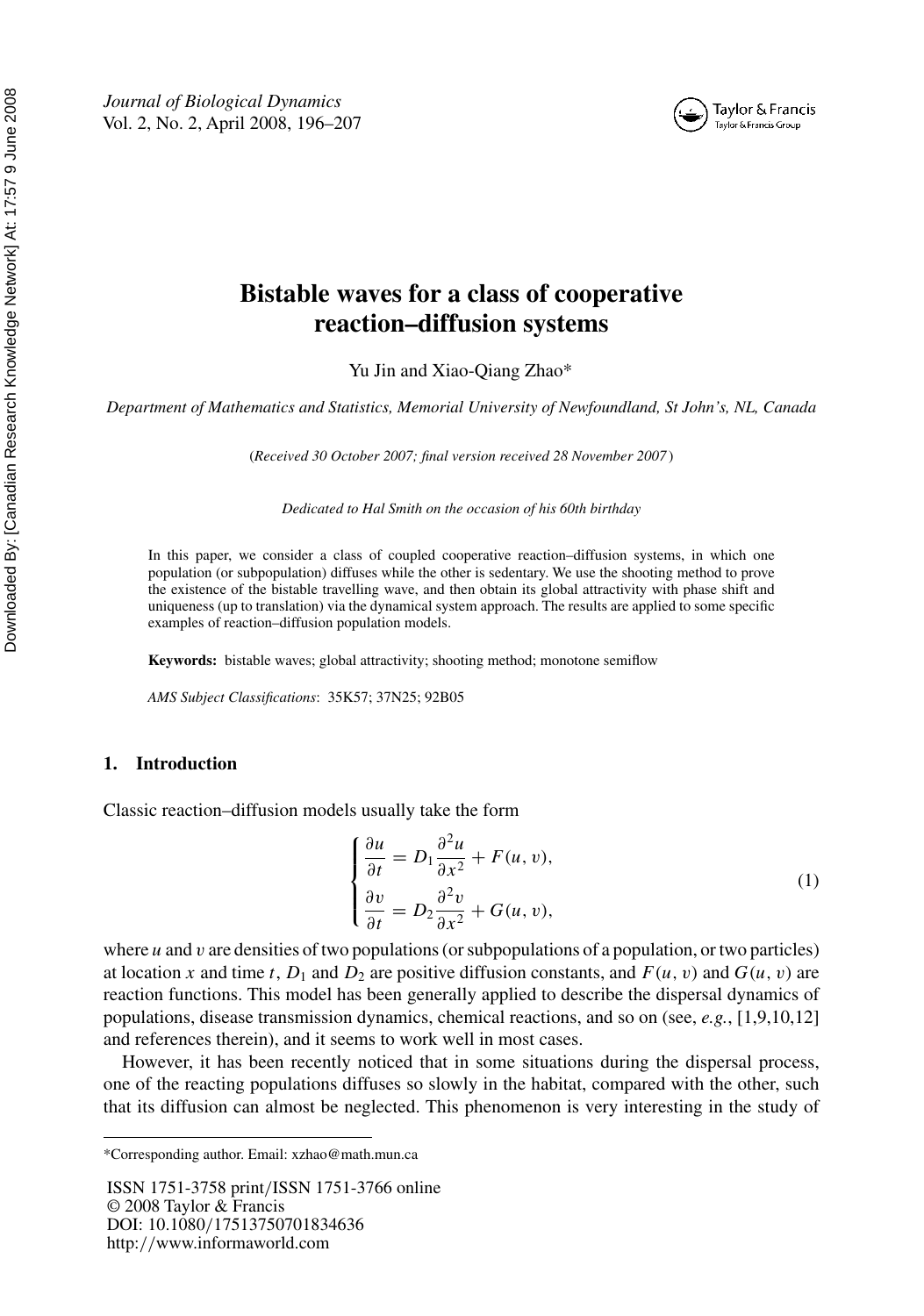# Bistable waves for a class of cooperative reaction–diffusion systems

Yu Jin and Xiao-Qiang Zhao*

*Department of Mathematics and Statistics, Memorial University of Newfoundland, St John's, NL, Canada*

(*Received 30 October 2007; final version received 28 November 2007*)

*Dedicated to Hal Smith on the occasion of his 60th birthday*

In this paper, we consider a class of coupled cooperative reaction–diffusion systems, in which one population (or subpopulation) diffuses while the other is sedentary. We use the shooting method to prove the existence of the bistable travelling wave, and then obtain its global attractivity with phase shift and uniqueness (up to translation) via the dynamical system approach. The results are applied to some specific examples of reaction–diffusion population models.

**Keywords:** bistable waves; global attractivity; shooting method; monotone semiflow

*AMS Subject Classifications*: 35K57; 37N25; 92B05

## 1. Introduction

Classic reaction–diffusion models usually take the form

$$\begin{cases} \dfrac{\partial u}{\partial t} = D_1 \dfrac{\partial^2 u}{\partial x^2} + F(u, v), \\ \dfrac{\partial v}{\partial t} = D_2 \dfrac{\partial^2 v}{\partial x^2} + G(u, v), \end{cases} \tag{1}$$

where $u$ and $v$ are densities of two populations (or subpopulations of a population, or two particles) at location $x$ and time $t$, $D_1$ and $D_2$ are positive diffusion constants, and $F(u, v)$ and $G(u, v)$ are reaction functions. This model has been generally applied to describe the dispersal dynamics of populations, disease transmission dynamics, chemical reactions, and so on (see, *e.g.*, [1,9,10,12] and references therein), and it seems to work well in most cases.

However, it has been recently noticed that in some situations during the dispersal process, one of the reacting populations diffuses so slowly in the habitat, compared with the other, such that its diffusion can almost be neglected. This phenomenon is very interesting in the study of

*Corresponding author. Email: xzhao@math.mun.ca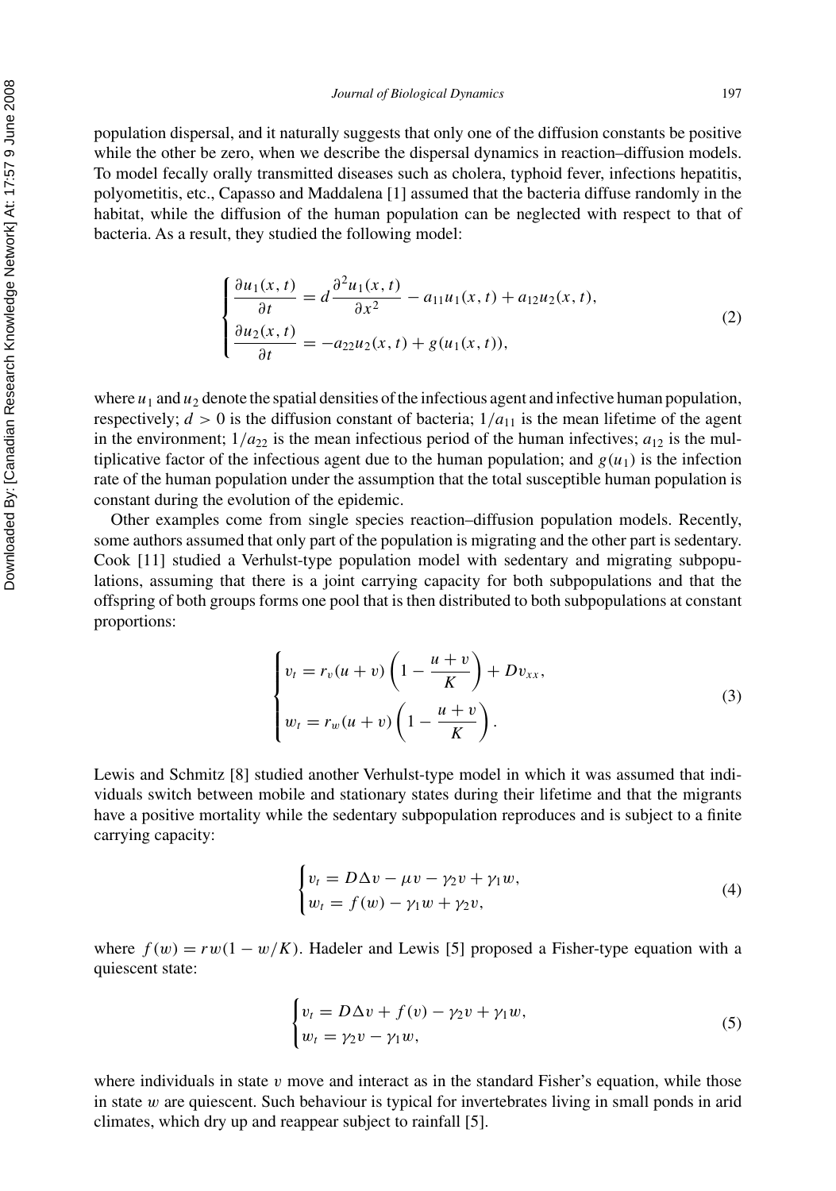population dispersal, and it naturally suggests that only one of the diffusion constants be positive while the other be zero, when we describe the dispersal dynamics in reaction–diffusion models. To model fecally orally transmitted diseases such as cholera, typhoid fever, infections hepatitis, polyometitis, etc., Capasso and Maddalena [1] assumed that the bacteria diffuse randomly in the habitat, while the diffusion of the human population can be neglected with respect to that of bacteria. As a result, they studied the following model:

$$
\begin{cases}
\dfrac{\partial u_1(x,t)}{\partial t} = d\dfrac{\partial^2 u_1(x,t)}{\partial x^2} - a_{11}u_1(x,t) + a_{12}u_2(x,t), \\[2ex]
\dfrac{\partial u_2(x,t)}{\partial t} = -a_{22}u_2(x,t) + g(u_1(x,t)),
\end{cases}
\tag{2}
$$

where $u_1$ and $u_2$ denote the spatial densities of the infectious agent and infective human population, respectively; $d > 0$ is the diffusion constant of bacteria; $1/a_{11}$ is the mean lifetime of the agent in the environment; $1/a_{22}$ is the mean infectious period of the human infectives; $a_{12}$ is the multiplicative factor of the infectious agent due to the human population; and $g(u_1)$ is the infection rate of the human population under the assumption that the total susceptible human population is constant during the evolution of the epidemic.

Other examples come from single species reaction–diffusion population models. Recently, some authors assumed that only part of the population is migrating and the other part is sedentary. Cook [11] studied a Verhulst-type population model with sedentary and migrating subpopulations, assuming that there is a joint carrying capacity for both subpopulations and that the offspring of both groups forms one pool that is then distributed to both subpopulations at constant proportions:

$$
\begin{cases}
v_t = r_v(u+v)\left(1 - \dfrac{u+v}{K}\right) + Dv_{xx}, \\[2ex]
w_t = r_w(u+v)\left(1 - \dfrac{u+v}{K}\right).
\end{cases}
\tag{3}
$$

Lewis and Schmitz [8] studied another Verhulst-type model in which it was assumed that individuals switch between mobile and stationary states during their lifetime and that the migrants have a positive mortality while the sedentary subpopulation reproduces and is subject to a finite carrying capacity:

$$
\begin{cases}
v_t = D\Delta v - \mu v - \gamma_2 v + \gamma_1 w, \\
w_t = f(w) - \gamma_1 w + \gamma_2 v,
\end{cases}
\tag{4}
$$

where $f(w) = rw(1 - w/K)$. Hadeler and Lewis [5] proposed a Fisher-type equation with a quiescent state:

$$
\begin{cases}
v_t = D\Delta v + f(v) - \gamma_2 v + \gamma_1 w, \\
w_t = \gamma_2 v - \gamma_1 w,
\end{cases}
\tag{5}
$$

where individuals in state $v$ move and interact as in the standard Fisher's equation, while those in state $w$ are quiescent. Such behaviour is typical for invertebrates living in small ponds in arid climates, which dry up and reappear subject to rainfall [5].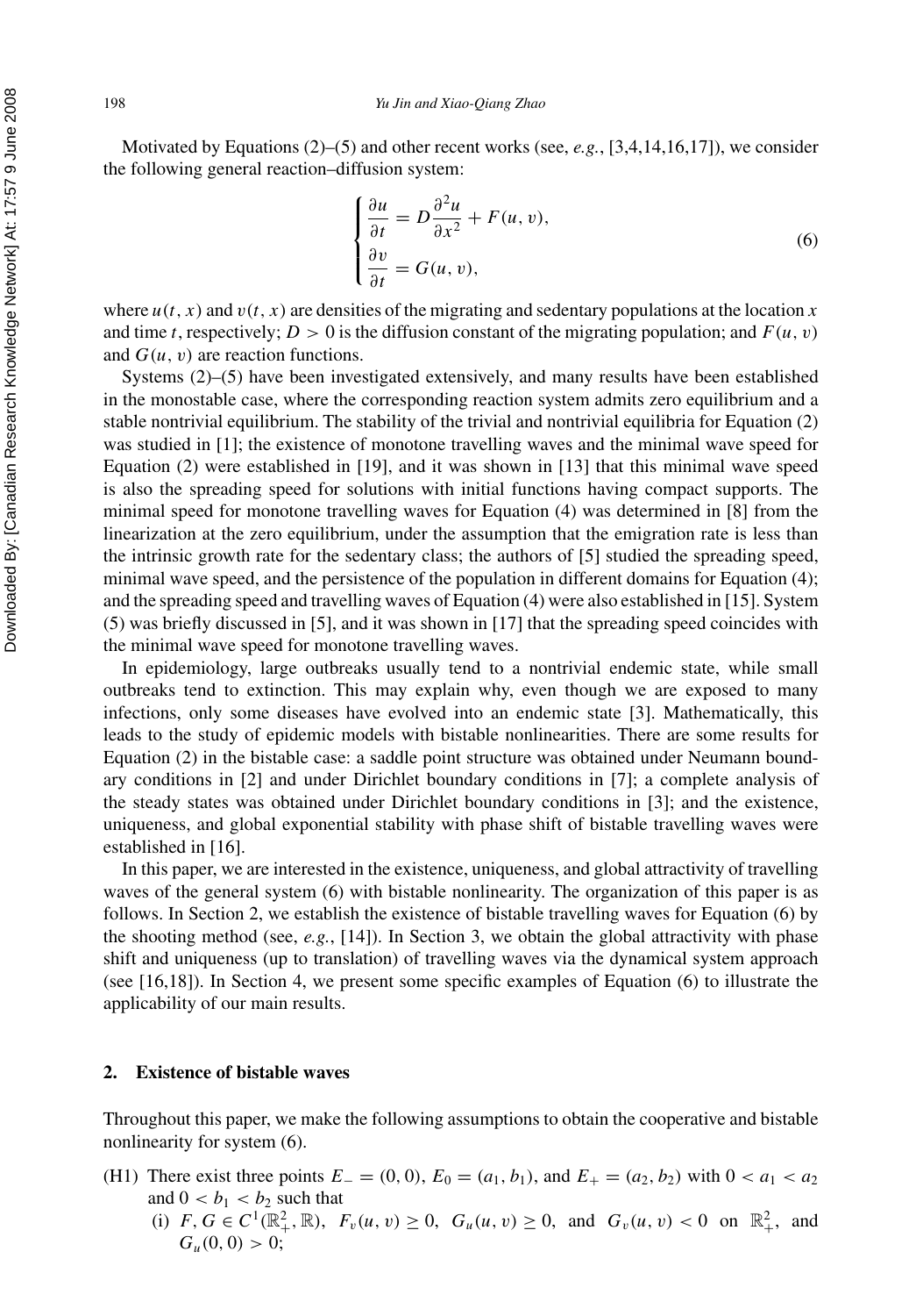Motivated by Equations (2)–(5) and other recent works (see, *e.g.*, [3,4,14,16,17]), we consider the following general reaction–diffusion system:

$$
\begin{cases}
\dfrac{\partial u}{\partial t} = D\dfrac{\partial^2 u}{\partial x^2} + F(u, v), \\
\dfrac{\partial v}{\partial t} = G(u, v),
\end{cases}
\tag{6}
$$

where $u(t, x)$ and $v(t, x)$ are densities of the migrating and sedentary populations at the location $x$ and time $t$, respectively; $D > 0$ is the diffusion constant of the migrating population; and $F(u, v)$ and $G(u, v)$ are reaction functions.

Systems (2)–(5) have been investigated extensively, and many results have been established in the monostable case, where the corresponding reaction system admits zero equilibrium and a stable nontrivial equilibrium. The stability of the trivial and nontrivial equilibria for Equation (2) was studied in [1]; the existence of monotone travelling waves and the minimal wave speed for Equation (2) were established in [19], and it was shown in [13] that this minimal wave speed is also the spreading speed for solutions with initial functions having compact supports. The minimal speed for monotone travelling waves for Equation (4) was determined in [8] from the linearization at the zero equilibrium, under the assumption that the emigration rate is less than the intrinsic growth rate for the sedentary class; the authors of [5] studied the spreading speed, minimal wave speed, and the persistence of the population in different domains for Equation (4); and the spreading speed and travelling waves of Equation (4) were also established in [15]. System (5) was briefly discussed in [5], and it was shown in [17] that the spreading speed coincides with the minimal wave speed for monotone travelling waves.

In epidemiology, large outbreaks usually tend to a nontrivial endemic state, while small outbreaks tend to extinction. This may explain why, even though we are exposed to many infections, only some diseases have evolved into an endemic state [3]. Mathematically, this leads to the study of epidemic models with bistable nonlinearities. There are some results for Equation (2) in the bistable case: a saddle point structure was obtained under Neumann boundary conditions in [2] and under Dirichlet boundary conditions in [7]; a complete analysis of the steady states was obtained under Dirichlet boundary conditions in [3]; and the existence, uniqueness, and global exponential stability with phase shift of bistable travelling waves were established in [16].

In this paper, we are interested in the existence, uniqueness, and global attractivity of travelling waves of the general system (6) with bistable nonlinearity. The organization of this paper is as follows. In Section 2, we establish the existence of bistable travelling waves for Equation (6) by the shooting method (see, *e.g.*, [14]). In Section 3, we obtain the global attractivity with phase shift and uniqueness (up to translation) of travelling waves via the dynamical system approach (see [16,18]). In Section 4, we present some specific examples of Equation (6) to illustrate the applicability of our main results.

## 2. Existence of bistable waves

Throughout this paper, we make the following assumptions to obtain the cooperative and bistable nonlinearity for system (6).

(H1) There exist three points $E_- = (0, 0)$, $E_0 = (a_1, b_1)$, and $E_+ = (a_2, b_2)$ with $0 < a_1 < a_2$ and $0 < b_1 < b_2$ such that

(i) $F, G \in C^1(\mathbb{R}_+^2, \mathbb{R})$, $F_v(u, v) \geq 0$, $G_u(u, v) \geq 0$, and $G_v(u, v) < 0$ on $\mathbb{R}_+^2$, and $G_u(0, 0) > 0$;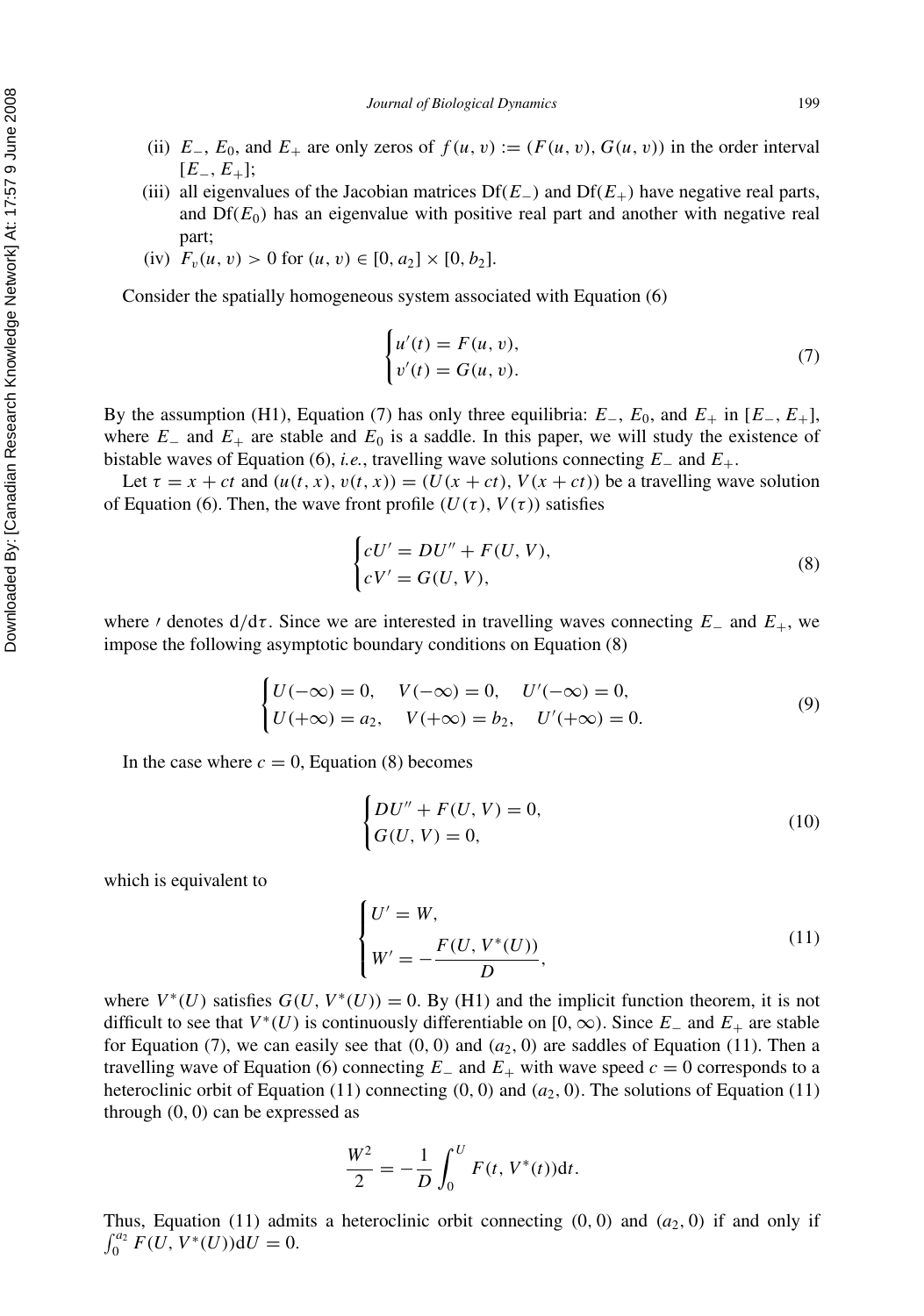(ii) $E_-$, $E_0$, and $E_+$ are only zeros of $f(u, v) := (F(u, v), G(u, v))$ in the order interval $[E_-, E_+]$;

(iii) all eigenvalues of the Jacobian matrices $\mathrm{D}f(E_-)$ and $\mathrm{D}f(E_+)$ have negative real parts, and $\mathrm{D}f(E_0)$ has an eigenvalue with positive real part and another with negative real part;

(iv) $F_v(u, v) > 0$ for $(u, v) \in [0, a_2] \times [0, b_2]$.

Consider the spatially homogeneous system associated with Equation (6)

$$
\begin{cases} u'(t) = F(u, v), \\ v'(t) = G(u, v). \end{cases} \tag{7}
$$

By the assumption (H1), Equation (7) has only three equilibria: $E_-$, $E_0$, and $E_+$ in $[E_-, E_+]$, where $E_-$ and $E_+$ are stable and $E_0$ is a saddle. In this paper, we will study the existence of bistable waves of Equation (6), *i.e.*, travelling wave solutions connecting $E_-$ and $E_+$.

Let $\tau = x + ct$ and $(u(t, x), v(t, x)) = (U(x + ct), V(x + ct))$ be a travelling wave solution of Equation (6). Then, the wave front profile $(U(\tau), V(\tau))$ satisfies

$$
\begin{cases} cU' = DU'' + F(U, V), \\ cV' = G(U, V), \end{cases} \tag{8}
$$

where $'$ denotes $\mathrm{d}/\mathrm{d}\tau$. Since we are interested in travelling waves connecting $E_-$ and $E_+$, we impose the following asymptotic boundary conditions on Equation (8)

$$
\begin{cases} U(-\infty) = 0, \quad V(-\infty) = 0, \quad U'(-\infty) = 0, \\ U(+\infty) = a_2, \quad V(+\infty) = b_2, \quad U'(+\infty) = 0. \end{cases} \tag{9}
$$

In the case where $c = 0$, Equation (8) becomes

$$
\begin{cases} DU'' + F(U, V) = 0, \\ G(U, V) = 0, \end{cases} \tag{10}
$$

which is equivalent to

$$
\begin{cases} U' = W, \\ W' = -\dfrac{F(U, V^*(U))}{D}, \end{cases} \tag{11}
$$

where $V^*(U)$ satisfies $G(U, V^*(U)) = 0$. By (H1) and the implicit function theorem, it is not difficult to see that $V^*(U)$ is continuously differentiable on $[0, \infty)$. Since $E_-$ and $E_+$ are stable for Equation (7), we can easily see that $(0, 0)$ and $(a_2, 0)$ are saddles of Equation (11). Then a travelling wave of Equation (6) connecting $E_-$ and $E_+$ with wave speed $c = 0$ corresponds to a heteroclinic orbit of Equation (11) connecting $(0, 0)$ and $(a_2, 0)$. The solutions of Equation (11) through $(0, 0)$ can be expressed as

$$
\frac{W^2}{2} = -\frac{1}{D} \int_0^U F(t, V^*(t)) \mathrm{d}t.
$$

Thus, Equation (11) admits a heteroclinic orbit connecting $(0, 0)$ and $(a_2, 0)$ if and only if $\int_0^{a_2} F(U, V^*(U)) \mathrm{d}U = 0$.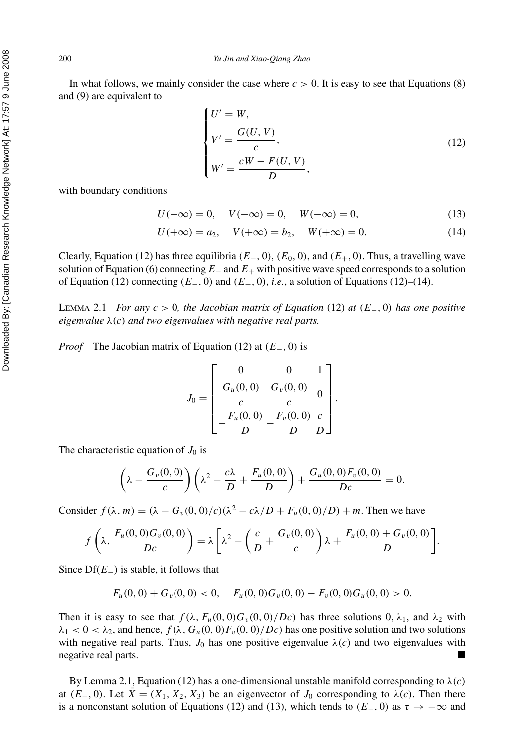In what follows, we mainly consider the case where $c > 0$. It is easy to see that Equations (8) and (9) are equivalent to

$$\begin{cases} U' = W, \\ V' = \dfrac{G(U, V)}{c}, \\ W' = \dfrac{cW - F(U, V)}{D}, \end{cases} \tag{12}$$

with boundary conditions

$$U(-\infty) = 0, \quad V(-\infty) = 0, \quad W(-\infty) = 0, \tag{13}$$

$$U(+\infty) = a_2, \quad V(+\infty) = b_2, \quad W(+\infty) = 0. \tag{14}$$

Clearly, Equation (12) has three equilibria $(E_-, 0)$, $(E_0, 0)$, and $(E_+, 0)$. Thus, a travelling wave solution of Equation (6) connecting $E_-$ and $E_+$ with positive wave speed corresponds to a solution of Equation (12) connecting $(E_-, 0)$ and $(E_+, 0)$, *i.e.*, a solution of Equations (12)–(14).

LEMMA 2.1 *For any $c > 0$, the Jacobian matrix of Equation (12) at $(E_-, 0)$ has one positive eigenvalue $\lambda(c)$ and two eigenvalues with negative real parts.*

*Proof* The Jacobian matrix of Equation (12) at $(E_-, 0)$ is

$$J_0 = \begin{bmatrix} 0 & 0 & 1 \\ \dfrac{G_u(0,0)}{c} & \dfrac{G_v(0,0)}{c} & 0 \\ -\dfrac{F_u(0,0)}{D} & -\dfrac{F_v(0,0)}{D} & \dfrac{c}{D} \end{bmatrix}.$$

The characteristic equation of $J_0$ is

$$\left(\lambda - \frac{G_v(0,0)}{c}\right)\left(\lambda^2 - \frac{c\lambda}{D} + \frac{F_u(0,0)}{D}\right) + \frac{G_u(0,0)F_v(0,0)}{Dc} = 0.$$

Consider $f(\lambda, m) = (\lambda - G_v(0,0)/c)(\lambda^2 - c\lambda/D + F_u(0,0)/D) + m$. Then we have

$$f\left(\lambda, \frac{F_u(0,0)G_v(0,0)}{Dc}\right) = \lambda\left[\lambda^2 - \left(\frac{c}{D} + \frac{G_v(0,0)}{c}\right)\lambda + \frac{F_u(0,0) + G_v(0,0)}{D}\right].$$

Since $\mathrm{Df}(E_-)$ is stable, it follows that

$$F_u(0,0) + G_v(0,0) < 0, \quad F_u(0,0)G_v(0,0) - F_v(0,0)G_u(0,0) > 0.$$

Then it is easy to see that $f(\lambda, F_u(0,0)G_v(0,0)/Dc)$ has three solutions $0, \lambda_1$, and $\lambda_2$ with $\lambda_1 < 0 < \lambda_2$, and hence, $f(\lambda, G_u(0,0)F_v(0,0)/Dc)$ has one positive solution and two solutions with negative real parts. Thus, $J_0$ has one positive eigenvalue $\lambda(c)$ and two eigenvalues with negative real parts. ■

By Lemma 2.1, Equation (12) has a one-dimensional unstable manifold corresponding to $\lambda(c)$ at $(E_-, 0)$. Let $\bar{X} = (X_1, X_2, X_3)$ be an eigenvector of $J_0$ corresponding to $\lambda(c)$. Then there is a nonconstant solution of Equations (12) and (13), which tends to $(E_-, 0)$ as $\tau \to -\infty$ and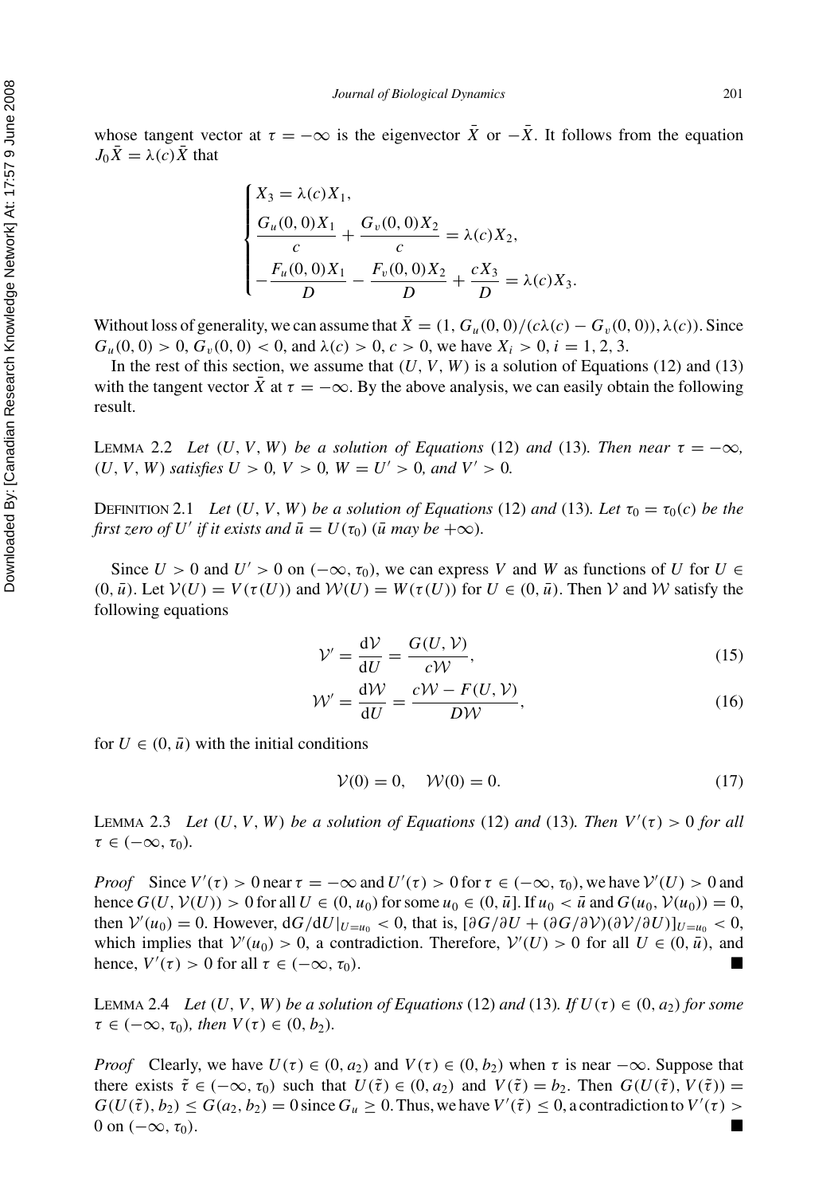whose tangent vector at $\tau = -\infty$ is the eigenvector $\bar{X}$ or $-\bar{X}$. It follows from the equation $J_0 \bar{X} = \lambda(c)\bar{X}$ that

$$
\begin{cases}
X_3 = \lambda(c) X_1, \\
\dfrac{G_u(0,0) X_1}{c} + \dfrac{G_v(0,0) X_2}{c} = \lambda(c) X_2, \\
-\dfrac{F_u(0,0) X_1}{D} - \dfrac{F_v(0,0) X_2}{D} + \dfrac{c X_3}{D} = \lambda(c) X_3.
\end{cases}
$$

Without loss of generality, we can assume that $\bar{X} = (1, G_u(0,0)/(c\lambda(c) - G_v(0,0)), \lambda(c))$. Since $G_u(0,0) > 0$, $G_v(0,0) < 0$, and $\lambda(c) > 0$, $c > 0$, we have $X_i > 0$, $i = 1, 2, 3$.

In the rest of this section, we assume that $(U, V, W)$ is a solution of Equations (12) and (13) with the tangent vector $\bar{X}$ at $\tau = -\infty$. By the above analysis, we can easily obtain the following result.

Lemma 2.2 *Let $(U, V, W)$ be a solution of Equations (12) and (13). Then near $\tau = -\infty$, $(U, V, W)$ satisfies $U > 0$, $V > 0$, $W = U' > 0$, and $V' > 0$.*

Definition 2.1 *Let $(U, V, W)$ be a solution of Equations (12) and (13). Let $\tau_0 = \tau_0(c)$ be the first zero of $U'$ if it exists and $\bar{u} = U(\tau_0)$ ($\bar{u}$ may be $+\infty$).*

Since $U > 0$ and $U' > 0$ on $(-\infty, \tau_0)$, we can express $V$ and $W$ as functions of $U$ for $U \in (0, \bar{u})$. Let $\mathcal{V}(U) = V(\tau(U))$ and $\mathcal{W}(U) = W(\tau(U))$ for $U \in (0, \bar{u})$. Then $\mathcal{V}$ and $\mathcal{W}$ satisfy the following equations

$$
\mathcal{V}' = \frac{\mathrm{d}\mathcal{V}}{\mathrm{d}U} = \frac{G(U, \mathcal{V})}{c\mathcal{W}}, \tag{15}
$$

$$
\mathcal{W}' = \frac{\mathrm{d}\mathcal{W}}{\mathrm{d}U} = \frac{c\mathcal{W} - F(U, \mathcal{V})}{D\mathcal{W}}, \tag{16}
$$

for $U \in (0, \bar{u})$ with the initial conditions

$$
\mathcal{V}(0) = 0, \quad \mathcal{W}(0) = 0. \tag{17}
$$

Lemma 2.3 *Let $(U, V, W)$ be a solution of Equations (12) and (13). Then $V'(\tau) > 0$ for all $\tau \in (-\infty, \tau_0)$.*

*Proof* Since $V'(\tau) > 0$ near $\tau = -\infty$ and $U'(\tau) > 0$ for $\tau \in (-\infty, \tau_0)$, we have $\mathcal{V}'(U) > 0$ and hence $G(U, \mathcal{V}(U)) > 0$ for all $U \in (0, u_0)$ for some $u_0 \in (0, \bar{u}]$. If $u_0 < \bar{u}$ and $G(u_0, \mathcal{V}(u_0)) = 0$, then $\mathcal{V}'(u_0) = 0$. However, $\mathrm{d}G/\mathrm{d}U|_{U=u_0} < 0$, that is, $[\partial G/\partial U + (\partial G/\partial \mathcal{V})(\partial \mathcal{V}/\partial U)]_{U=u_0} < 0$, which implies that $\mathcal{V}'(u_0) > 0$, a contradiction. Therefore, $\mathcal{V}'(U) > 0$ for all $U \in (0, \bar{u})$, and hence, $V'(\tau) > 0$ for all $\tau \in (-\infty, \tau_0)$. ∎

Lemma 2.4 *Let $(U, V, W)$ be a solution of Equations (12) and (13). If $U(\tau) \in (0, a_2)$ for some $\tau \in (-\infty, \tau_0)$, then $V(\tau) \in (0, b_2)$.*

*Proof* Clearly, we have $U(\tau) \in (0, a_2)$ and $V(\tau) \in (0, b_2)$ when $\tau$ is near $-\infty$. Suppose that there exists $\tilde{\tau} \in (-\infty, \tau_0)$ such that $U(\tilde{\tau}) \in (0, a_2)$ and $V(\tilde{\tau}) = b_2$. Then $G(U(\tilde{\tau}), V(\tilde{\tau})) = G(U(\tilde{\tau}), b_2) \leq G(a_2, b_2) = 0$ since $G_u \geq 0$. Thus, we have $V'(\tilde{\tau}) \leq 0$, a contradiction to $V'(\tau) > 0$ on $(-\infty, \tau_0)$. ∎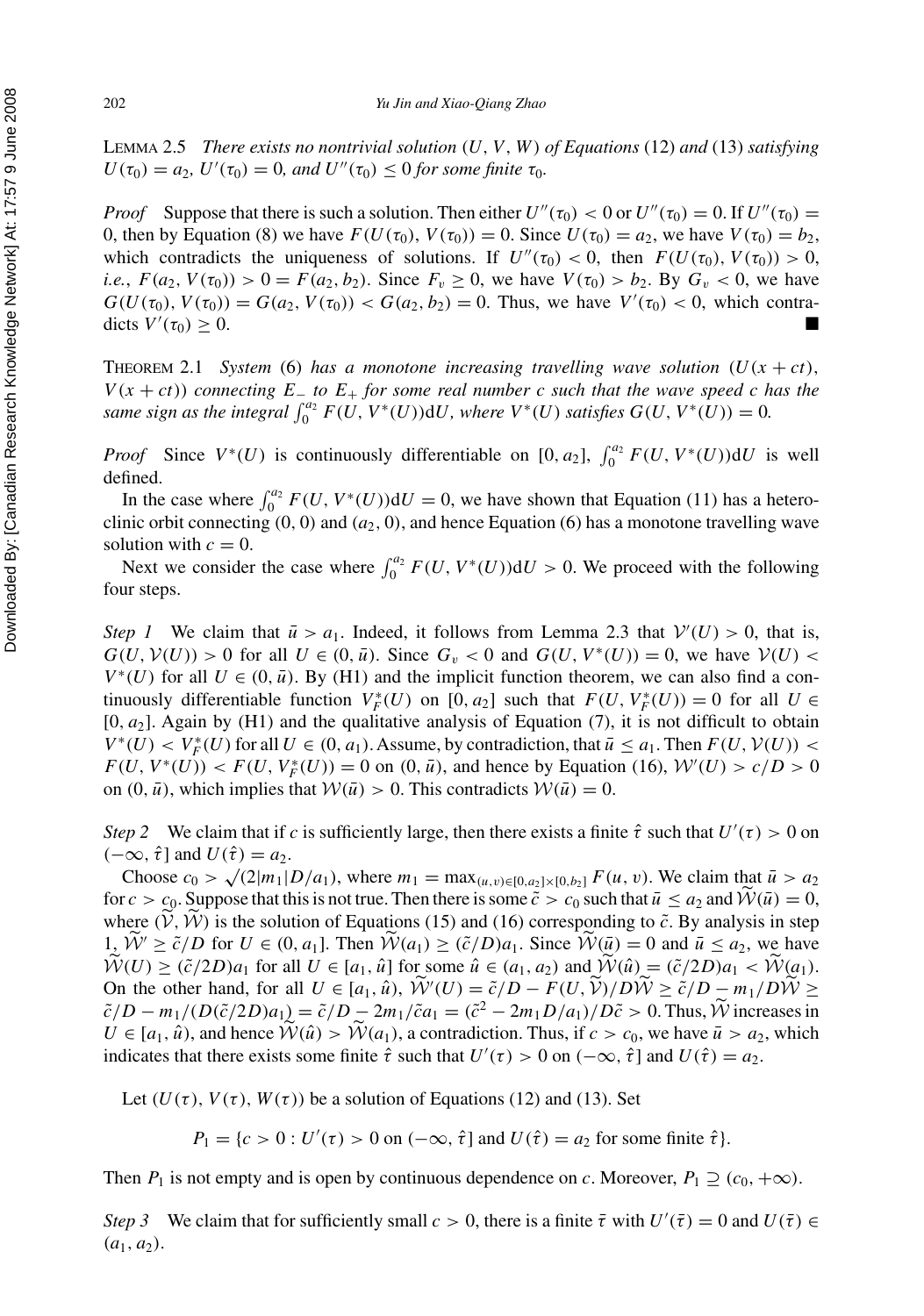LEMMA 2.5 *There exists no nontrivial solution* $(U, V, W)$ *of Equations* (12) *and* (13) *satisfying* $U(\tau_0) = a_2$, $U'(\tau_0) = 0$, *and* $U''(\tau_0) \leq 0$ *for some finite* $\tau_0$.

*Proof* Suppose that there is such a solution. Then either $U''(\tau_0) < 0$ or $U''(\tau_0) = 0$. If $U''(\tau_0) = 0$, then by Equation (8) we have $F(U(\tau_0), V(\tau_0)) = 0$. Since $U(\tau_0) = a_2$, we have $V(\tau_0) = b_2$, which contradicts the uniqueness of solutions. If $U''(\tau_0) < 0$, then $F(U(\tau_0), V(\tau_0)) > 0$, *i.e.*, $F(a_2, V(\tau_0)) > 0 = F(a_2, b_2)$. Since $F_v \geq 0$, we have $V(\tau_0) > b_2$. By $G_v < 0$, we have $G(U(\tau_0), V(\tau_0)) = G(a_2, V(\tau_0)) < G(a_2, b_2) = 0$. Thus, we have $V'(\tau_0) < 0$, which contradicts $V'(\tau_0) \geq 0$. ■

THEOREM 2.1 *System* (6) *has a monotone increasing travelling wave solution* $(U(x + ct), V(x + ct))$ *connecting* $E_-$ *to* $E_+$ *for some real number* $c$ *such that the wave speed* $c$ *has the same sign as the integral* $\int_0^{a_2} F(U, V^*(U))\mathrm{d}U$, *where* $V^*(U)$ *satisfies* $G(U, V^*(U)) = 0$.

*Proof* Since $V^*(U)$ is continuously differentiable on $[0, a_2]$, $\int_0^{a_2} F(U, V^*(U))\mathrm{d}U$ is well defined.

In the case where $\int_0^{a_2} F(U, V^*(U))\mathrm{d}U = 0$, we have shown that Equation (11) has a heteroclinic orbit connecting $(0, 0)$ and $(a_2, 0)$, and hence Equation (6) has a monotone travelling wave solution with $c = 0$.

Next we consider the case where $\int_0^{a_2} F(U, V^*(U))\mathrm{d}U > 0$. We proceed with the following four steps.

*Step 1* We claim that $\bar{u} > a_1$. Indeed, it follows from Lemma 2.3 that $\mathcal{V}'(U) > 0$, that is, $G(U, \mathcal{V}(U)) > 0$ for all $U \in (0, \bar{u})$. Since $G_v < 0$ and $G(U, V^*(U)) = 0$, we have $\mathcal{V}(U) < V^*(U)$ for all $U \in (0, \bar{u})$. By (H1) and the implicit function theorem, we can also find a continuously differentiable function $V_F^*(U)$ on $[0, a_2]$ such that $F(U, V_F^*(U)) = 0$ for all $U \in [0, a_2]$. Again by (H1) and the qualitative analysis of Equation (7), it is not difficult to obtain $V^*(U) < V_F^*(U)$ for all $U \in (0, a_1)$. Assume, by contradiction, that $\bar{u} \leq a_1$. Then $F(U, \mathcal{V}(U)) < F(U, V^*(U)) < F(U, V_F^*(U)) = 0$ on $(0, \bar{u})$, and hence by Equation (16), $\mathcal{W}'(U) > c/D > 0$ on $(0, \bar{u})$, which implies that $\mathcal{W}(\bar{u}) > 0$. This contradicts $\mathcal{W}(\bar{u}) = 0$.

*Step 2* We claim that if $c$ is sufficiently large, then there exists a finite $\hat{\tau}$ such that $U'(\tau) > 0$ on $(-\infty, \hat{\tau}]$ and $U(\hat{\tau}) = a_2$.

Choose $c_0 > \sqrt{(2|m_1|D/a_1)}$, where $m_1 = \max_{(u,v)\in[0,a_2]\times[0,b_2]} F(u, v)$. We claim that $\bar{u} > a_2$ for $c > c_0$. Suppose that this is not true. Then there is some $\tilde{c} > c_0$ such that $\bar{u} \leq a_2$ and $\widetilde{\mathcal{W}}(\bar{u}) = 0$, where $(\widetilde{\mathcal{V}}, \widetilde{\mathcal{W}})$ is the solution of Equations (15) and (16) corresponding to $\tilde{c}$. By analysis in step 1, $\widetilde{\mathcal{W}}' \geq \tilde{c}/D$ for $U \in (0, a_1]$. Then $\widetilde{\mathcal{W}}(a_1) \geq (\tilde{c}/D)a_1$. Since $\widetilde{\mathcal{W}}(\bar{u}) = 0$ and $\bar{u} \leq a_2$, we have $\widetilde{\mathcal{W}}(U) \geq (\tilde{c}/2D)a_1$ for all $U \in [a_1, \hat{u}]$ for some $\hat{u} \in (a_1, a_2)$ and $\widetilde{\mathcal{W}}(\hat{u}) = (\tilde{c}/2D)a_1 < \widetilde{\mathcal{W}}(a_1)$. On the other hand, for all $U \in [a_1, \hat{u})$, $\widetilde{\mathcal{W}}'(U) = \tilde{c}/D - F(U, \widetilde{\mathcal{V}})/D\widetilde{\mathcal{W}} \geq \tilde{c}/D - m_1/D\widetilde{\mathcal{W}} \geq \tilde{c}/D - m_1/(D(\tilde{c}/2D)a_1) = \tilde{c}/D - 2m_1/\tilde{c}a_1 = (\tilde{c}^2 - 2m_1D/a_1)/D\tilde{c} > 0$. Thus, $\widetilde{\mathcal{W}}$ increases in $U \in [a_1, \hat{u})$, and hence $\widetilde{\mathcal{W}}(\hat{u}) > \widetilde{\mathcal{W}}(a_1)$, a contradiction. Thus, if $c > c_0$, we have $\bar{u} > a_2$, which indicates that there exists some finite $\hat{\tau}$ such that $U'(\tau) > 0$ on $(-\infty, \hat{\tau}]$ and $U(\hat{\tau}) = a_2$.

Let $(U(\tau), V(\tau), W(\tau))$ be a solution of Equations (12) and (13). Set

$$P_1 = \{c > 0 : U'(\tau) > 0 \text{ on } (-\infty, \hat{\tau}] \text{ and } U(\hat{\tau}) = a_2 \text{ for some finite } \hat{\tau}\}.$$

Then $P_1$ is not empty and is open by continuous dependence on $c$. Moreover, $P_1 \supseteq (c_0, +\infty)$.

*Step 3* We claim that for sufficiently small $c > 0$, there is a finite $\bar{\tau}$ with $U'(\bar{\tau}) = 0$ and $U(\bar{\tau}) \in (a_1, a_2)$.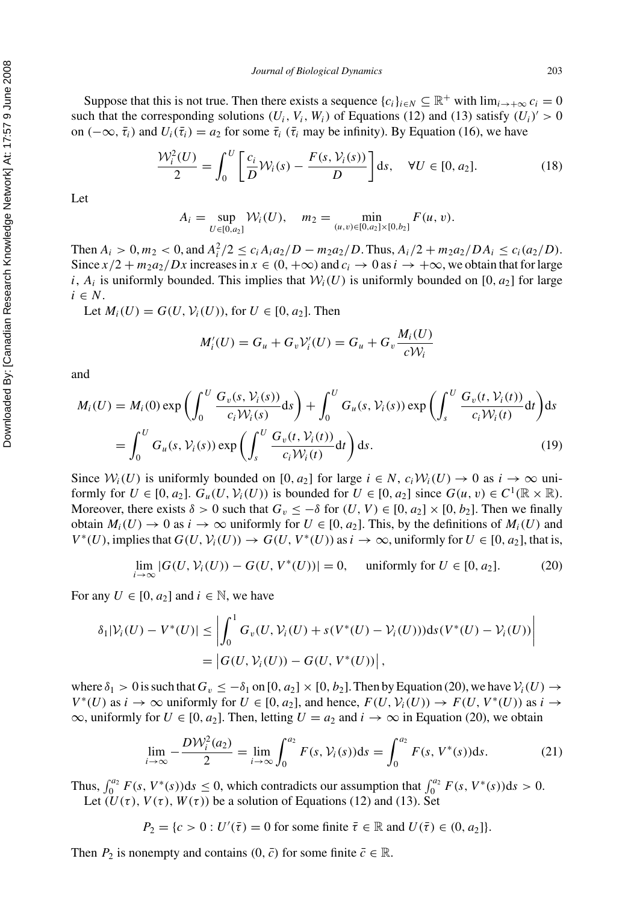Suppose that this is not true. Then there exists a sequence $\{c_i\}_{i\in N} \subseteq \mathbb{R}^+$ with $\lim_{i\to+\infty} c_i = 0$ such that the corresponding solutions $(U_i, V_i, W_i)$ of Equations (12) and (13) satisfy $(U_i)' > 0$ on $(-\infty, \bar{\tau}_i)$ and $U_i(\bar{\tau}_i) = a_2$ for some $\bar{\tau}_i$ ($\bar{\tau}_i$ may be infinity). By Equation (16), we have

$$\frac{\mathcal{W}_i^2(U)}{2} = \int_0^U \left[\frac{c_i}{D}\mathcal{W}_i(s) - \frac{F(s, \mathcal{V}_i(s))}{D}\right] \mathrm{d}s, \quad \forall U \in [0, a_2]. \tag{18}$$

Let

$$A_i = \sup_{U\in[0,a_2]} \mathcal{W}_i(U), \quad m_2 = \min_{(u,v)\in[0,a_2]\times[0,b_2]} F(u, v).$$

Then $A_i > 0, m_2 < 0$, and $A_i^2/2 \le c_i A_i a_2/D - m_2 a_2/D$. Thus, $A_i/2 + m_2 a_2/DA_i \le c_i(a_2/D)$. Since $x/2 + m_2 a_2/Dx$ increases in $x \in (0, +\infty)$ and $c_i \to 0$ as $i \to +\infty$, we obtain that for large $i$, $A_i$ is uniformly bounded. This implies that $\mathcal{W}_i(U)$ is uniformly bounded on $[0, a_2]$ for large $i \in N$.

Let $M_i(U) = G(U, \mathcal{V}_i(U))$, for $U \in [0, a_2]$. Then

$$M_i'(U) = G_u + G_v \mathcal{V}_i'(U) = G_u + G_v \frac{M_i(U)}{c\mathcal{W}_i}$$

and

$$\begin{aligned} M_i(U) &= M_i(0) \exp\left(\int_0^U \frac{G_v(s, \mathcal{V}_i(s))}{c_i \mathcal{W}_i(s)} \mathrm{d}s\right) + \int_0^U G_u(s, \mathcal{V}_i(s)) \exp\left(\int_s^U \frac{G_v(t, \mathcal{V}_i(t))}{c_i \mathcal{W}_i(t)} \mathrm{d}t\right) \mathrm{d}s \\ &= \int_0^U G_u(s, \mathcal{V}_i(s)) \exp\left(\int_s^U \frac{G_v(t, \mathcal{V}_i(t))}{c_i \mathcal{W}_i(t)} \mathrm{d}t\right) \mathrm{d}s. \end{aligned} \tag{19}$$

Since $\mathcal{W}_i(U)$ is uniformly bounded on $[0, a_2]$ for large $i \in N$, $c_i \mathcal{W}_i(U) \to 0$ as $i \to \infty$ uniformly for $U \in [0, a_2]$. $G_u(U, \mathcal{V}_i(U))$ is bounded for $U \in [0, a_2]$ since $G(u, v) \in C^1(\mathbb{R} \times \mathbb{R})$. Moreover, there exists $\delta > 0$ such that $G_v \le -\delta$ for $(U, V) \in [0, a_2] \times [0, b_2]$. Then we finally obtain $M_i(U) \to 0$ as $i \to \infty$ uniformly for $U \in [0, a_2]$. This, by the definitions of $M_i(U)$ and $V^*(U)$, implies that $G(U, \mathcal{V}_i(U)) \to G(U, V^*(U))$ as $i \to \infty$, uniformly for $U \in [0, a_2]$, that is,

$$\lim_{i\to\infty} |G(U, \mathcal{V}_i(U)) - G(U, V^*(U))| = 0, \quad \text{uniformly for } U \in [0, a_2]. \tag{20}$$

For any $U \in [0, a_2]$ and $i \in \mathbb{N}$, we have

$$\begin{aligned} \delta_1 |\mathcal{V}_i(U) - V^*(U)| &\le \left| \int_0^1 G_v(U, \mathcal{V}_i(U) + s(V^*(U) - \mathcal{V}_i(U))) \mathrm{d}s (V^*(U) - \mathcal{V}_i(U)) \right| \\ &= \left| G(U, \mathcal{V}_i(U)) - G(U, V^*(U)) \right|, \end{aligned}$$

where $\delta_1 > 0$ is such that $G_v \le -\delta_1$ on $[0, a_2] \times [0, b_2]$. Then by Equation (20), we have $\mathcal{V}_i(U) \to V^*(U)$ as $i \to \infty$ uniformly for $U \in [0, a_2]$, and hence, $F(U, \mathcal{V}_i(U)) \to F(U, V^*(U))$ as $i \to \infty$, uniformly for $U \in [0, a_2]$. Then, letting $U = a_2$ and $i \to \infty$ in Equation (20), we obtain

$$\lim_{i\to\infty} -\frac{D\mathcal{W}_i^2(a_2)}{2} = \lim_{i\to\infty} \int_0^{a_2} F(s, \mathcal{V}_i(s)) \mathrm{d}s = \int_0^{a_2} F(s, V^*(s)) \mathrm{d}s. \tag{21}$$

Thus, $\int_0^{a_2} F(s, V^*(s)) \mathrm{d}s \le 0$, which contradicts our assumption that $\int_0^{a_2} F(s, V^*(s)) \mathrm{d}s > 0$.

Let $(U(\tau), V(\tau), W(\tau))$ be a solution of Equations (12) and (13). Set

$$P_2 = \{c > 0 : U'(\bar{\tau}) = 0 \text{ for some finite } \bar{\tau} \in \mathbb{R} \text{ and } U(\bar{\tau}) \in (0, a_2]\}.$$

Then $P_2$ is nonempty and contains $(0, \bar{c})$ for some finite $\bar{c} \in \mathbb{R}$.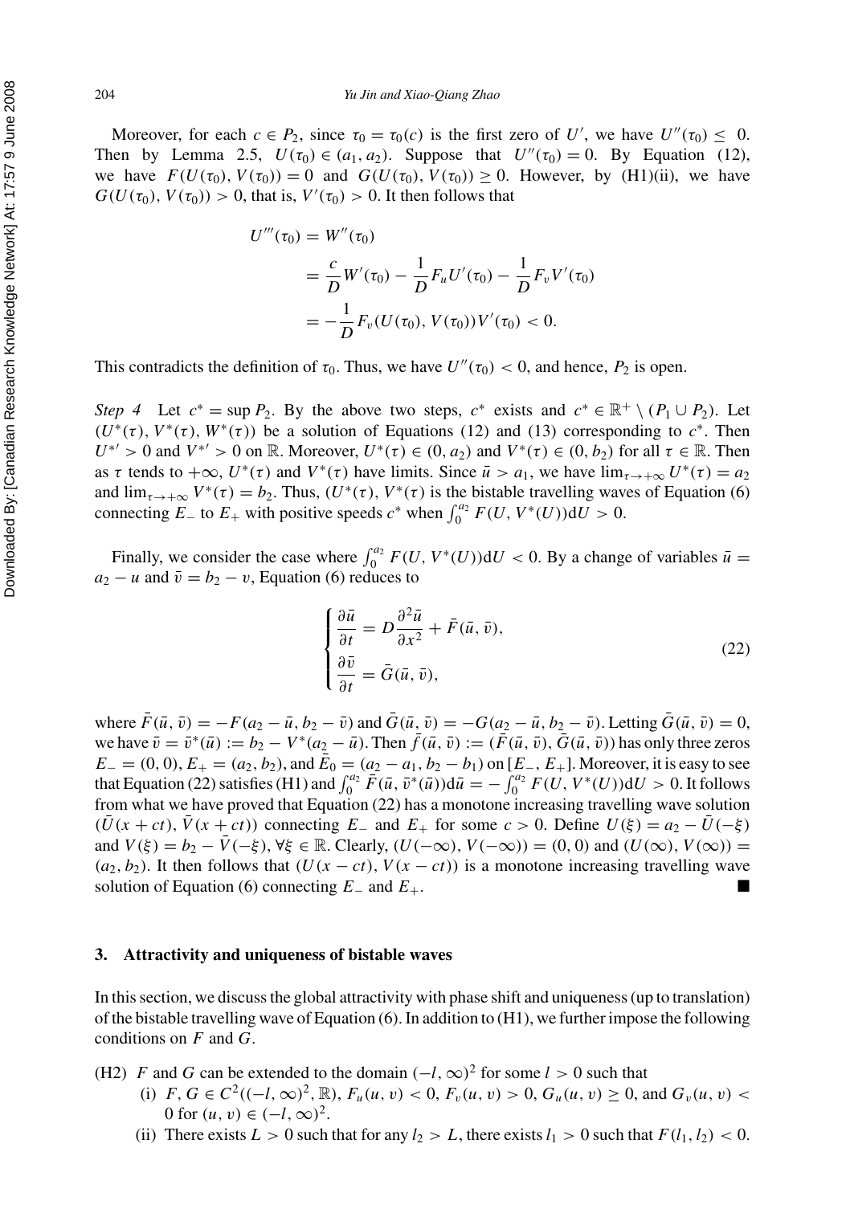Moreover, for each $c \in P_2$, since $\tau_0 = \tau_0(c)$ is the first zero of $U'$, we have $U''(\tau_0) \leq 0$. Then by Lemma 2.5, $U(\tau_0) \in (a_1, a_2)$. Suppose that $U''(\tau_0) = 0$. By Equation (12), we have $F(U(\tau_0), V(\tau_0)) = 0$ and $G(U(\tau_0), V(\tau_0)) \geq 0$. However, by (H1)(ii), we have $G(U(\tau_0), V(\tau_0)) > 0$, that is, $V'(\tau_0) > 0$. It then follows that

$$
\begin{aligned}
U'''(\tau_0) &= W''(\tau_0) \\
&= \frac{c}{D} W'(\tau_0) - \frac{1}{D} F_u U'(\tau_0) - \frac{1}{D} F_v V'(\tau_0) \\
&= -\frac{1}{D} F_v(U(\tau_0), V(\tau_0)) V'(\tau_0) < 0.
\end{aligned}
$$

This contradicts the definition of $\tau_0$. Thus, we have $U''(\tau_0) < 0$, and hence, $P_2$ is open.

*Step 4* Let $c^* = \sup P_2$. By the above two steps, $c^*$ exists and $c^* \in \mathbb{R}^+ \setminus (P_1 \cup P_2)$. Let $(U^*(\tau), V^*(\tau), W^*(\tau))$ be a solution of Equations (12) and (13) corresponding to $c^*$. Then $U^{*\prime} > 0$ and $V^{*\prime} > 0$ on $\mathbb{R}$. Moreover, $U^*(\tau) \in (0, a_2)$ and $V^*(\tau) \in (0, b_2)$ for all $\tau \in \mathbb{R}$. Then as $\tau$ tends to $+\infty$, $U^*(\tau)$ and $V^*(\tau)$ have limits. Since $\bar{u} > a_1$, we have $\lim_{\tau \to +\infty} U^*(\tau) = a_2$ and $\lim_{\tau \to +\infty} V^*(\tau) = b_2$. Thus, $(U^*(\tau), V^*(\tau))$ is the bistable travelling waves of Equation (6) connecting $E_-$ to $E_+$ with positive speeds $c^*$ when $\int_0^{a_2} F(U, V^*(U))\mathrm{d}U > 0$.

Finally, we consider the case where $\int_0^{a_2} F(U, V^*(U))\mathrm{d}U < 0$. By a change of variables $\bar{u} = a_2 - u$ and $\bar{v} = b_2 - v$, Equation (6) reduces to

$$
\begin{cases}
\dfrac{\partial \bar{u}}{\partial t} = D \dfrac{\partial^2 \bar{u}}{\partial x^2} + \bar{F}(\bar{u}, \bar{v}), \\[2ex]
\dfrac{\partial \bar{v}}{\partial t} = \bar{G}(\bar{u}, \bar{v}),
\end{cases}
\tag{22}
$$

where $\bar{F}(\bar{u}, \bar{v}) = -F(a_2 - \bar{u}, b_2 - \bar{v})$ and $\bar{G}(\bar{u}, \bar{v}) = -G(a_2 - \bar{u}, b_2 - \bar{v})$. Letting $\bar{G}(\bar{u}, \bar{v}) = 0$, we have $\bar{v} = \bar{v}^*(\bar{u}) := b_2 - V^*(a_2 - \bar{u})$. Then $\bar{f}(\bar{u}, \bar{v}) := (\bar{F}(\bar{u}, \bar{v}), \bar{G}(\bar{u}, \bar{v}))$ has only three zeros $E_- = (0, 0)$, $E_+ = (a_2, b_2)$, and $\bar{E}_0 = (a_2 - a_1, b_2 - b_1)$ on $[E_-, E_+]$. Moreover, it is easy to see that Equation (22) satisfies (H1) and $\int_0^{a_2} \bar{F}(\bar{u}, \bar{v}^*(\bar{u}))\mathrm{d}\bar{u} = -\int_0^{a_2} F(U, V^*(U))\mathrm{d}U > 0$. It follows from what we have proved that Equation (22) has a monotone increasing travelling wave solution $(\bar{U}(x + ct), \bar{V}(x + ct))$ connecting $E_-$ and $E_+$ for some $c > 0$. Define $U(\xi) = a_2 - \bar{U}(-\xi)$ and $V(\xi) = b_2 - \bar{V}(-\xi)$, $\forall \xi \in \mathbb{R}$. Clearly, $(U(-\infty), V(-\infty)) = (0, 0)$ and $(U(\infty), V(\infty)) = (a_2, b_2)$. It then follows that $(U(x - ct), V(x - ct))$ is a monotone increasing travelling wave solution of Equation (6) connecting $E_-$ and $E_+$. ■

## 3. Attractivity and uniqueness of bistable waves

In this section, we discuss the global attractivity with phase shift and uniqueness (up to translation) of the bistable travelling wave of Equation (6). In addition to (H1), we further impose the following conditions on $F$ and $G$.

(H2) $F$ and $G$ can be extended to the domain $(-l, \infty)^2$ for some $l > 0$ such that

- (i) $F, G \in C^2((-l, \infty)^2, \mathbb{R})$, $F_u(u, v) < 0$, $F_v(u, v) > 0$, $G_u(u, v) \geq 0$, and $G_v(u, v) < 0$ for $(u, v) \in (-l, \infty)^2$.
- (ii) There exists $L > 0$ such that for any $l_2 > L$, there exists $l_1 > 0$ such that $F(l_1, l_2) < 0$.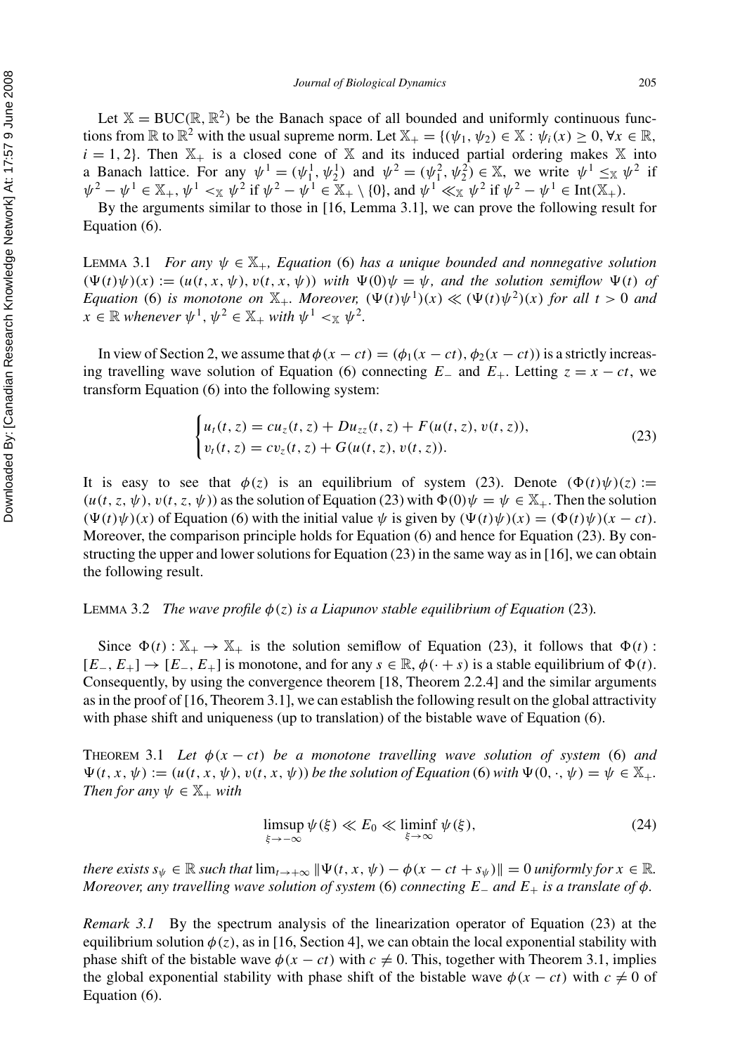Let $\mathbb{X} = \text{BUC}(\mathbb{R}, \mathbb{R}^2)$ be the Banach space of all bounded and uniformly continuous functions from $\mathbb{R}$ to $\mathbb{R}^2$ with the usual supreme norm. Let $\mathbb{X}_+ = \{(\psi_1, \psi_2) \in \mathbb{X} : \psi_i(x) \geq 0, \forall x \in \mathbb{R}, i = 1, 2\}$. Then $\mathbb{X}_+$ is a closed cone of $\mathbb{X}$ and its induced partial ordering makes $\mathbb{X}$ into a Banach lattice. For any $\psi^1 = (\psi_1^1, \psi_2^1)$ and $\psi^2 = (\psi_1^2, \psi_2^2) \in \mathbb{X}$, we write $\psi^1 \leq_{\mathbb{X}} \psi^2$ if $\psi^2 - \psi^1 \in \mathbb{X}_+$, $\psi^1 <_{\mathbb{X}} \psi^2$ if $\psi^2 - \psi^1 \in \mathbb{X}_+ \setminus \{0\}$, and $\psi^1 \ll_{\mathbb{X}} \psi^2$ if $\psi^2 - \psi^1 \in \text{Int}(\mathbb{X}_+)$.

By the arguments similar to those in [16, Lemma 3.1], we can prove the following result for Equation (6).

Lemma 3.1 *For any $\psi \in \mathbb{X}_+$, Equation* (6) *has a unique bounded and nonnegative solution $(\Psi(t)\psi)(x) := (u(t, x, \psi), v(t, x, \psi))$ with $\Psi(0)\psi = \psi$, and the solution semiflow $\Psi(t)$ of Equation* (6) *is monotone on $\mathbb{X}_+$. Moreover, $(\Psi(t)\psi^1)(x) \ll (\Psi(t)\psi^2)(x)$ for all $t > 0$ and $x \in \mathbb{R}$ whenever $\psi^1, \psi^2 \in \mathbb{X}_+$ with $\psi^1 <_{\mathbb{X}} \psi^2$.*

In view of Section 2, we assume that $\phi(x - ct) = (\phi_1(x - ct), \phi_2(x - ct))$ is a strictly increasing travelling wave solution of Equation (6) connecting $E_-$ and $E_+$. Letting $z = x - ct$, we transform Equation (6) into the following system:

$$\begin{cases} u_t(t, z) = cu_z(t, z) + Du_{zz}(t, z) + F(u(t, z), v(t, z)), \\ v_t(t, z) = cv_z(t, z) + G(u(t, z), v(t, z)). \end{cases} \tag{23}$$

It is easy to see that $\phi(z)$ is an equilibrium of system (23). Denote $(\Phi(t)\psi)(z) := (u(t, z, \psi), v(t, z, \psi))$ as the solution of Equation (23) with $\Phi(0)\psi = \psi \in \mathbb{X}_+$. Then the solution $(\Psi(t)\psi)(x)$ of Equation (6) with the initial value $\psi$ is given by $(\Psi(t)\psi)(x) = (\Phi(t)\psi)(x - ct)$. Moreover, the comparison principle holds for Equation (6) and hence for Equation (23). By constructing the upper and lower solutions for Equation (23) in the same way as in [16], we can obtain the following result.

Lemma 3.2 *The wave profile $\phi(z)$ is a Liapunov stable equilibrium of Equation* (23)*.*

Since $\Phi(t) : \mathbb{X}_+ \to \mathbb{X}_+$ is the solution semiflow of Equation (23), it follows that $\Phi(t) : [E_-, E_+] \to [E_-, E_+]$ is monotone, and for any $s \in \mathbb{R}$, $\phi(\cdot + s)$ is a stable equilibrium of $\Phi(t)$. Consequently, by using the convergence theorem [18, Theorem 2.2.4] and the similar arguments as in the proof of [16, Theorem 3.1], we can establish the following result on the global attractivity with phase shift and uniqueness (up to translation) of the bistable wave of Equation (6).

Theorem 3.1 *Let $\phi(x - ct)$ be a monotone travelling wave solution of system* (6) *and $\Psi(t, x, \psi) := (u(t, x, \psi), v(t, x, \psi))$ be the solution of Equation* (6) *with $\Psi(0, \cdot, \psi) = \psi \in \mathbb{X}_+$. Then for any $\psi \in \mathbb{X}_+$ with*

$$\limsup_{\xi \to -\infty} \psi(\xi) \ll E_0 \ll \liminf_{\xi \to \infty} \psi(\xi), \tag{24}$$

*there exists $s_\psi \in \mathbb{R}$ such that $\lim_{t \to +\infty} \|\Psi(t, x, \psi) - \phi(x - ct + s_\psi)\| = 0$ uniformly for $x \in \mathbb{R}$. Moreover, any travelling wave solution of system* (6) *connecting $E_-$ and $E_+$ is a translate of $\phi$.*

*Remark 3.1* By the spectrum analysis of the linearization operator of Equation (23) at the equilibrium solution $\phi(z)$, as in [16, Section 4], we can obtain the local exponential stability with phase shift of the bistable wave $\phi(x - ct)$ with $c \neq 0$. This, together with Theorem 3.1, implies the global exponential stability with phase shift of the bistable wave $\phi(x - ct)$ with $c \neq 0$ of Equation (6).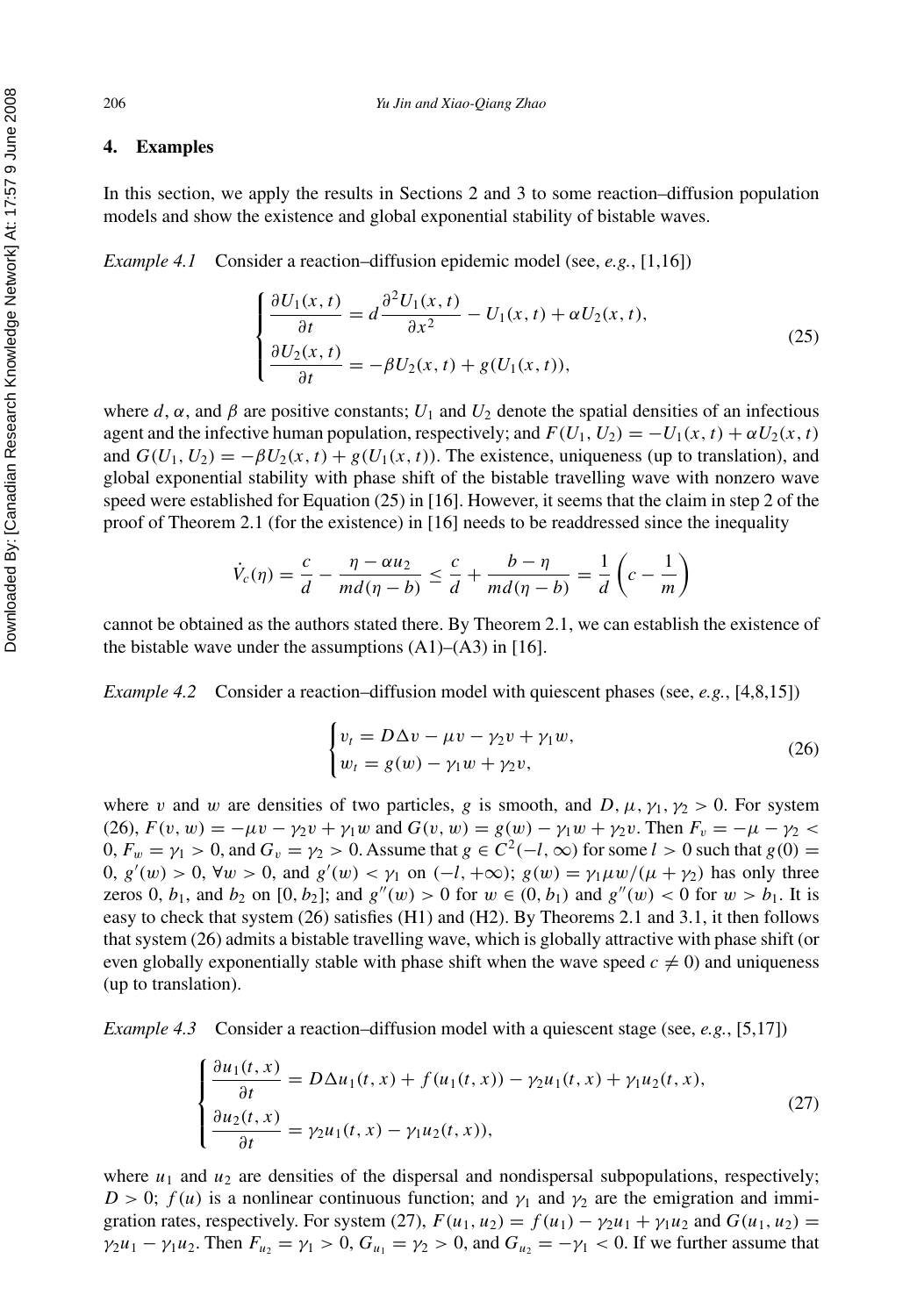## 4. Examples

In this section, we apply the results in Sections 2 and 3 to some reaction–diffusion population models and show the existence and global exponential stability of bistable waves.

*Example 4.1* Consider a reaction–diffusion epidemic model (see, *e.g.*, [1,16])

$$
\begin{cases}
\dfrac{\partial U_1(x,t)}{\partial t} = d\dfrac{\partial^2 U_1(x,t)}{\partial x^2} - U_1(x,t) + \alpha U_2(x,t), \\
\dfrac{\partial U_2(x,t)}{\partial t} = -\beta U_2(x,t) + g(U_1(x,t)),
\end{cases}
\tag{25}
$$

where $d$, $\alpha$, and $\beta$ are positive constants; $U_1$ and $U_2$ denote the spatial densities of an infectious agent and the infective human population, respectively; and $F(U_1, U_2) = -U_1(x,t) + \alpha U_2(x,t)$ and $G(U_1, U_2) = -\beta U_2(x,t) + g(U_1(x,t))$. The existence, uniqueness (up to translation), and global exponential stability with phase shift of the bistable travelling wave with nonzero wave speed were established for Equation (25) in [16]. However, it seems that the claim in step 2 of the proof of Theorem 2.1 (for the existence) in [16] needs to be readdressed since the inequality

$$
\dot{V}_c(\eta) = \frac{c}{d} - \frac{\eta - \alpha u_2}{md(\eta - b)} \leq \frac{c}{d} + \frac{b - \eta}{md(\eta - b)} = \frac{1}{d}\left(c - \frac{1}{m}\right)
$$

cannot be obtained as the authors stated there. By Theorem 2.1, we can establish the existence of the bistable wave under the assumptions (A1)–(A3) in [16].

*Example 4.2* Consider a reaction–diffusion model with quiescent phases (see, *e.g.*, [4,8,15])

$$
\begin{cases}
v_t = D\Delta v - \mu v - \gamma_2 v + \gamma_1 w, \\
w_t = g(w) - \gamma_1 w + \gamma_2 v,
\end{cases}
\tag{26}
$$

where $v$ and $w$ are densities of two particles, $g$ is smooth, and $D, \mu, \gamma_1, \gamma_2 > 0$. For system (26), $F(v,w) = -\mu v - \gamma_2 v + \gamma_1 w$ and $G(v,w) = g(w) - \gamma_1 w + \gamma_2 v$. Then $F_v = -\mu - \gamma_2 < 0$, $F_w = \gamma_1 > 0$, and $G_v = \gamma_2 > 0$. Assume that $g \in C^2(-l, \infty)$ for some $l > 0$ such that $g(0) = 0$, $g'(w) > 0$, $\forall w > 0$, and $g'(w) < \gamma_1$ on $(-l, +\infty)$; $g(w) = \gamma_1 \mu w/(\mu + \gamma_2)$ has only three zeros 0, $b_1$, and $b_2$ on $[0, b_2]$; and $g''(w) > 0$ for $w \in (0, b_1)$ and $g''(w) < 0$ for $w > b_1$. It is easy to check that system (26) satisfies (H1) and (H2). By Theorems 2.1 and 3.1, it then follows that system (26) admits a bistable travelling wave, which is globally attractive with phase shift (or even globally exponentially stable with phase shift when the wave speed $c \neq 0$) and uniqueness (up to translation).

*Example 4.3* Consider a reaction–diffusion model with a quiescent stage (see, *e.g.*, [5,17])

$$
\begin{cases}
\dfrac{\partial u_1(t,x)}{\partial t} = D\Delta u_1(t,x) + f(u_1(t,x)) - \gamma_2 u_1(t,x) + \gamma_1 u_2(t,x), \\
\dfrac{\partial u_2(t,x)}{\partial t} = \gamma_2 u_1(t,x) - \gamma_1 u_2(t,x)),
\end{cases}
\tag{27}
$$

where $u_1$ and $u_2$ are densities of the dispersal and nondispersal subpopulations, respectively; $D > 0$; $f(u)$ is a nonlinear continuous function; and $\gamma_1$ and $\gamma_2$ are the emigration and immigration rates, respectively. For system (27), $F(u_1, u_2) = f(u_1) - \gamma_2 u_1 + \gamma_1 u_2$ and $G(u_1, u_2) = \gamma_2 u_1 - \gamma_1 u_2$. Then $F_{u_2} = \gamma_1 > 0$, $G_{u_1} = \gamma_2 > 0$, and $G_{u_2} = -\gamma_1 < 0$. If we further assume that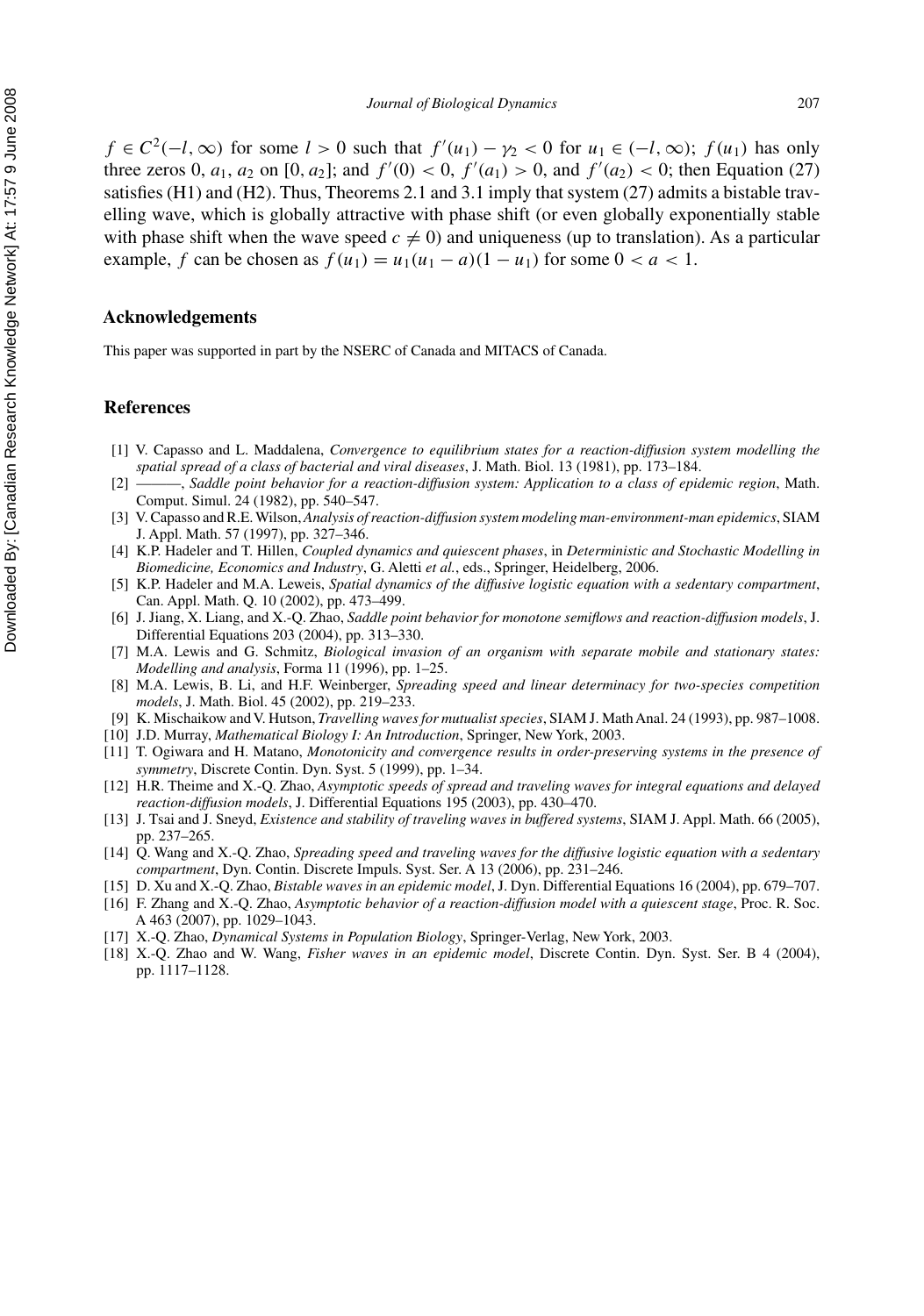$f \in C^2(-l, \infty)$ for some $l > 0$ such that $f'(u_1) - \gamma_2 < 0$ for $u_1 \in (-l, \infty)$; $f(u_1)$ has only three zeros $0$, $a_1$, $a_2$ on $[0, a_2]$; and $f'(0) < 0$, $f'(a_1) > 0$, and $f'(a_2) < 0$; then Equation (27) satisfies (H1) and (H2). Thus, Theorems 2.1 and 3.1 imply that system (27) admits a bistable travelling wave, which is globally attractive with phase shift (or even globally exponentially stable with phase shift when the wave speed $c \neq 0$) and uniqueness (up to translation). As a particular example, $f$ can be chosen as $f(u_1) = u_1(u_1 - a)(1 - u_1)$ for some $0 < a < 1$.

## Acknowledgements

This paper was supported in part by the NSERC of Canada and MITACS of Canada.

## References

[1] V. Capasso and L. Maddalena, *Convergence to equilibrium states for a reaction-diffusion system modelling the spatial spread of a class of bacterial and viral diseases*, J. Math. Biol. 13 (1981), pp. 173–184.

[2] ———, *Saddle point behavior for a reaction-diffusion system: Application to a class of epidemic region*, Math. Comput. Simul. 24 (1982), pp. 540–547.

[3] V. Capasso and R.E. Wilson, *Analysis of reaction-diffusion system modeling man-environment-man epidemics*, SIAM J. Appl. Math. 57 (1997), pp. 327–346.

[4] K.P. Hadeler and T. Hillen, *Coupled dynamics and quiescent phases*, in *Deterministic and Stochastic Modelling in Biomedicine, Economics and Industry*, G. Aletti *et al.*, eds., Springer, Heidelberg, 2006.

[5] K.P. Hadeler and M.A. Leweis, *Spatial dynamics of the diffusive logistic equation with a sedentary compartment*, Can. Appl. Math. Q. 10 (2002), pp. 473–499.

[6] J. Jiang, X. Liang, and X.-Q. Zhao, *Saddle point behavior for monotone semiflows and reaction-diffusion models*, J. Differential Equations 203 (2004), pp. 313–330.

[7] M.A. Lewis and G. Schmitz, *Biological invasion of an organism with separate mobile and stationary states: Modelling and analysis*, Forma 11 (1996), pp. 1–25.

[8] M.A. Lewis, B. Li, and H.F. Weinberger, *Spreading speed and linear determinacy for two-species competition models*, J. Math. Biol. 45 (2002), pp. 219–233.

[9] K. Mischaikow and V. Hutson, *Travelling waves for mutualist species*, SIAM J. Math Anal. 24 (1993), pp. 987–1008.

[10] J.D. Murray, *Mathematical Biology I: An Introduction*, Springer, New York, 2003.

[11] T. Ogiwara and H. Matano, *Monotonicity and convergence results in order-preserving systems in the presence of symmetry*, Discrete Contin. Dyn. Syst. 5 (1999), pp. 1–34.

[12] H.R. Theime and X.-Q. Zhao, *Asymptotic speeds of spread and traveling waves for integral equations and delayed reaction-diffusion models*, J. Differential Equations 195 (2003), pp. 430–470.

[13] J. Tsai and J. Sneyd, *Existence and stability of traveling waves in buffered systems*, SIAM J. Appl. Math. 66 (2005), pp. 237–265.

[14] Q. Wang and X.-Q. Zhao, *Spreading speed and traveling waves for the diffusive logistic equation with a sedentary compartment*, Dyn. Contin. Discrete Impuls. Syst. Ser. A 13 (2006), pp. 231–246.

[15] D. Xu and X.-Q. Zhao, *Bistable waves in an epidemic model*, J. Dyn. Differential Equations 16 (2004), pp. 679–707.

[16] F. Zhang and X.-Q. Zhao, *Asymptotic behavior of a reaction-diffusion model with a quiescent stage*, Proc. R. Soc. A 463 (2007), pp. 1029–1043.

[17] X.-Q. Zhao, *Dynamical Systems in Population Biology*, Springer-Verlag, New York, 2003.

[18] X.-Q. Zhao and W. Wang, *Fisher waves in an epidemic model*, Discrete Contin. Dyn. Syst. Ser. B 4 (2004), pp. 1117–1128.